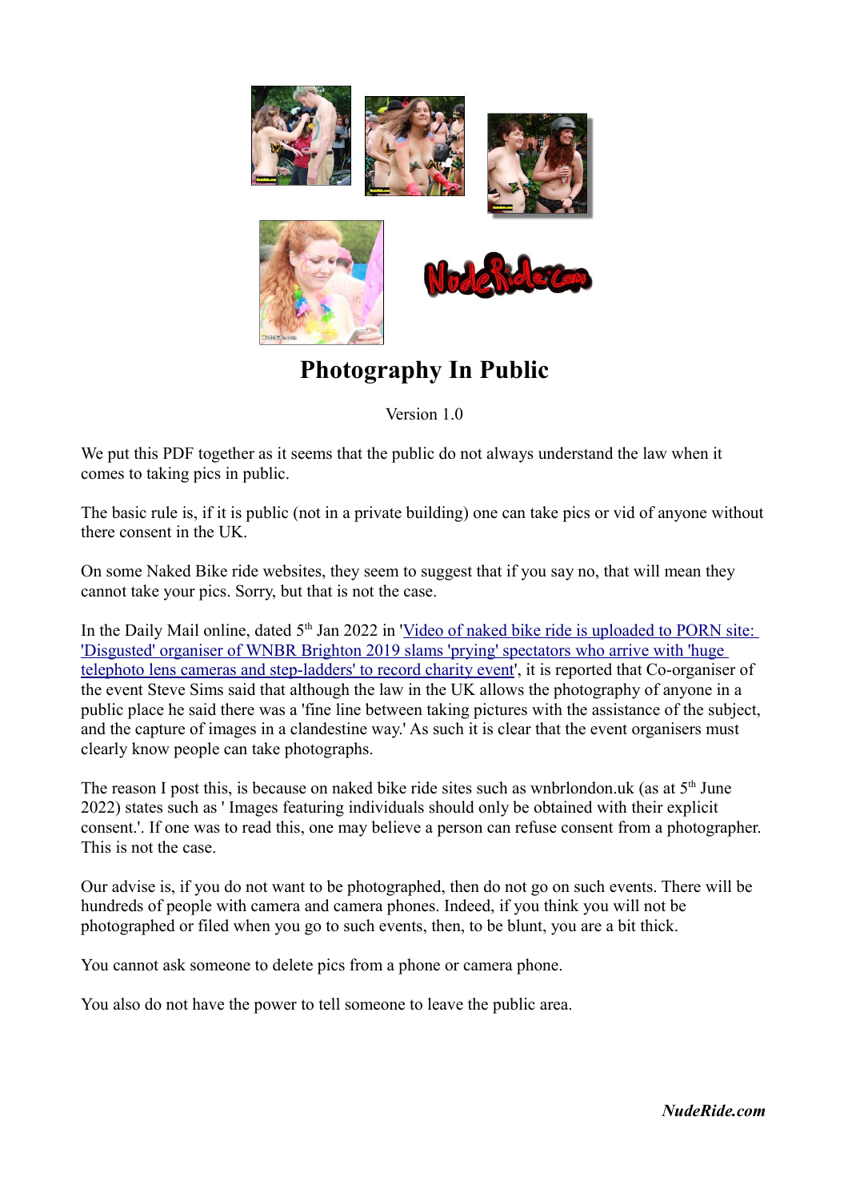# Photography In Public

Version 1.0

We put this PDF together as it seems that the public do not always understand the law when it comes to taking pics in public.

The basic rule is, if it is public (not in a private building) one can take pics or vid of anyone without there consent in the UK.

On some Naked Bike ride websites, they seem to suggest that if you say no, that will mean they cannot take your pics. Sorry, but that is not the case.

In the Daily Mail online, dated 5th Jan 2022 in 'Video of naked bike ride is uploaded to PORN site: 'Disgusted' organiser of WNBR Brighton 2019 slams 'prying' spectators who arrive with 'huge telephoto lens cameras and step-ladders' to record charity event', it is reported that Co-organiser of the event Steve Sims said that although the law in the UK allows the photography of anyone in a public place he said there was a 'fine line between taking pictures with the assistance of the subject, and the capture of images in a clandestine way.' As such it is clear that the event organisers must clearly know people can take photographs.

The reason I post this, is because on naked bike ride sites such as wnbrlondon.uk (as at 5th June 2022) states such as ' Images featuring individuals should only be obtained with their explicit consent.'. If one was to read this, one may believe a person can refuse consent from a photographer. This is not the case.

Our advise is, if you do not want to be photographed, then do not go on such events. There will be hundreds of people with camera and camera phones. Indeed, if you think you will not be photographed or filed when you go to such events, then, to be blunt, you are a bit thick.

You cannot ask someone to delete pics from a phone or camera phone.

You also do not have the power to tell someone to leave the public area.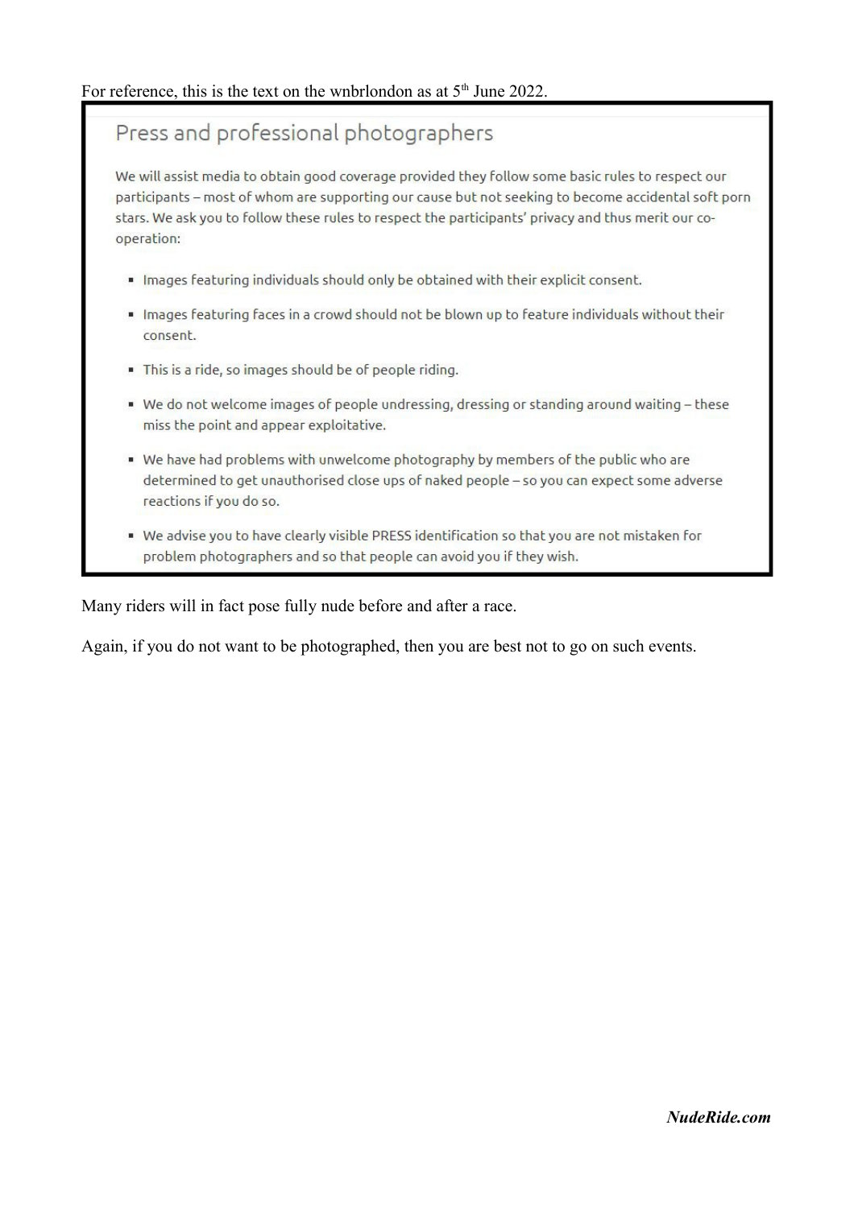For reference, this is the text on the wnbrlondon as at 5th June 2022.

## Press and professional photographers

We will assist media to obtain good coverage provided they follow some basic rules to respect our participants – most of whom are supporting our cause but not seeking to become accidental soft porn stars. We ask you to follow these rules to respect the participants' privacy and thus merit our co-operation:

- Images featuring individuals should only be obtained with their explicit consent.
- Images featuring faces in a crowd should not be blown up to feature individuals without their consent.
- This is a ride, so images should be of people riding.
- We do not welcome images of people undressing, dressing or standing around waiting – these miss the point and appear exploitative.
- We have had problems with unwelcome photography by members of the public who are determined to get unauthorised close ups of naked people – so you can expect some adverse reactions if you do so.
- We advise you to have clearly visible PRESS identification so that you are not mistaken for problem photographers and so that people can avoid you if they wish.

Many riders will in fact pose fully nude before and after a race.

Again, if you do not want to be photographed, then you are best not to go on such events.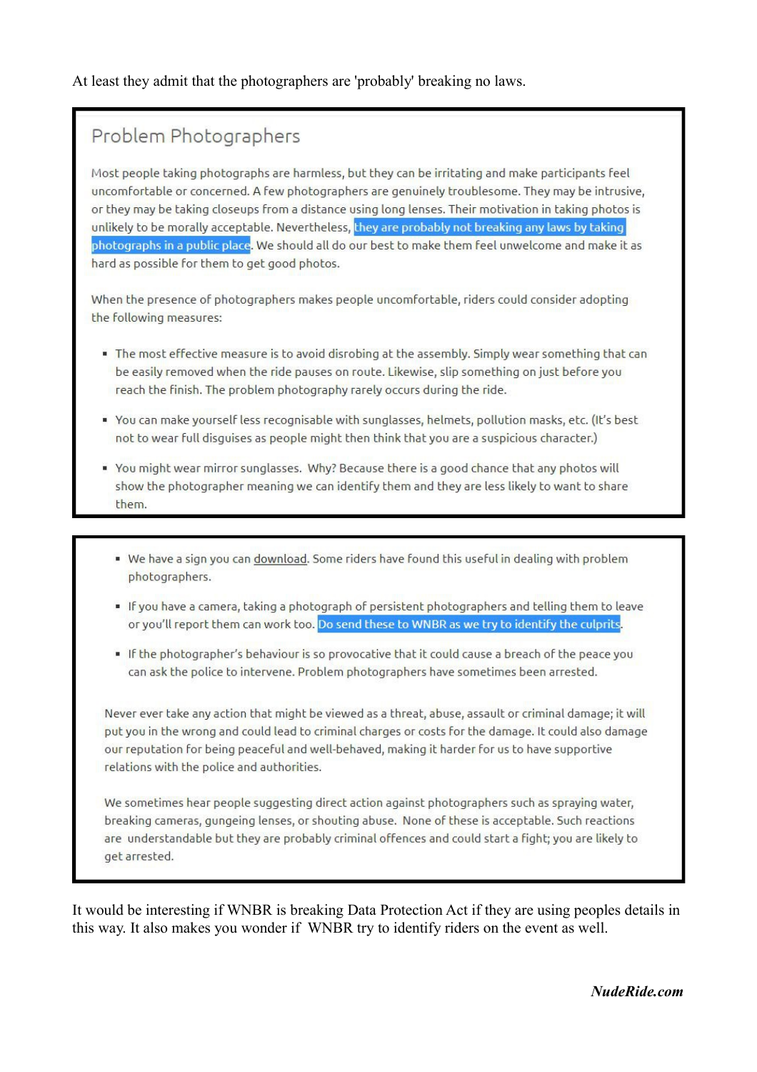At least they admit that the photographers are 'probably' breaking no laws.

> ## Problem Photographers
>
> Most people taking photographs are harmless, but they can be irritating and make participants feel uncomfortable or concerned. A few photographers are genuinely troublesome. They may be intrusive, or they may be taking closeups from a distance using long lenses. Their motivation in taking photos is unlikely to be morally acceptable. Nevertheless, they are probably not breaking any laws by taking photographs in a public place. We should all do our best to make them feel unwelcome and make it as hard as possible for them to get good photos.
>
> When the presence of photographers makes people uncomfortable, riders could consider adopting the following measures:
>
> - The most effective measure is to avoid disrobing at the assembly. Simply wear something that can be easily removed when the ride pauses on route. Likewise, slip something on just before you reach the finish. The problem photography rarely occurs during the ride.
> - You can make yourself less recognisable with sunglasses, helmets, pollution masks, etc. (It's best not to wear full disguises as people might then think that you are a suspicious character.)
> - You might wear mirror sunglasses. Why? Because there is a good chance that any photos will show the photographer meaning we can identify them and they are less likely to want to share them.

> - We have a sign you can download. Some riders have found this useful in dealing with problem photographers.
> - If you have a camera, taking a photograph of persistent photographers and telling them to leave or you'll report them can work too. Do send these to WNBR as we try to identify the culprits.
> - If the photographer's behaviour is so provocative that it could cause a breach of the peace you can ask the police to intervene. Problem photographers have sometimes been arrested.
>
> Never ever take any action that might be viewed as a threat, abuse, assault or criminal damage; it will put you in the wrong and could lead to criminal charges or costs for the damage. It could also damage our reputation for being peaceful and well-behaved, making it harder for us to have supportive relations with the police and authorities.
>
> We sometimes hear people suggesting direct action against photographers such as spraying water, breaking cameras, gungeing lenses, or shouting abuse. None of these is acceptable. Such reactions are understandable but they are probably criminal offences and could start a fight; you are likely to get arrested.

It would be interesting if WNBR is breaking Data Protection Act if they are using peoples details in this way. It also makes you wonder if WNBR try to identify riders on the event as well.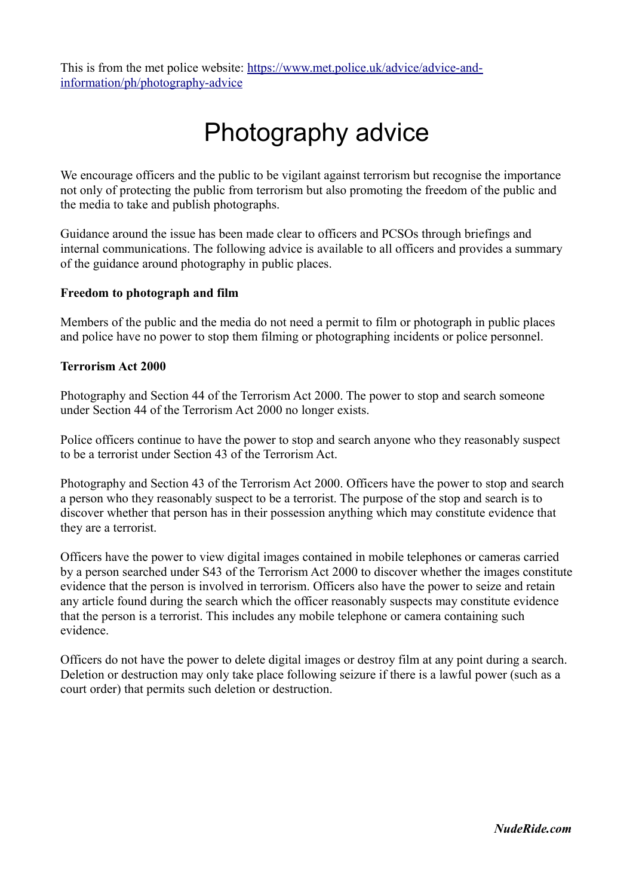This is from the met police website: [https://www.met.police.uk/advice/advice-and-information/ph/photography-advice](https://www.met.police.uk/advice/advice-and-information/ph/photography-advice)

# Photography advice

We encourage officers and the public to be vigilant against terrorism but recognise the importance not only of protecting the public from terrorism but also promoting the freedom of the public and the media to take and publish photographs.

Guidance around the issue has been made clear to officers and PCSOs through briefings and internal communications. The following advice is available to all officers and provides a summary of the guidance around photography in public places.

**Freedom to photograph and film**

Members of the public and the media do not need a permit to film or photograph in public places and police have no power to stop them filming or photographing incidents or police personnel.

**Terrorism Act 2000**

Photography and Section 44 of the Terrorism Act 2000. The power to stop and search someone under Section 44 of the Terrorism Act 2000 no longer exists.

Police officers continue to have the power to stop and search anyone who they reasonably suspect to be a terrorist under Section 43 of the Terrorism Act.

Photography and Section 43 of the Terrorism Act 2000. Officers have the power to stop and search a person who they reasonably suspect to be a terrorist. The purpose of the stop and search is to discover whether that person has in their possession anything which may constitute evidence that they are a terrorist.

Officers have the power to view digital images contained in mobile telephones or cameras carried by a person searched under S43 of the Terrorism Act 2000 to discover whether the images constitute evidence that the person is involved in terrorism. Officers also have the power to seize and retain any article found during the search which the officer reasonably suspects may constitute evidence that the person is a terrorist. This includes any mobile telephone or camera containing such evidence.

Officers do not have the power to delete digital images or destroy film at any point during a search. Deletion or destruction may only take place following seizure if there is a lawful power (such as a court order) that permits such deletion or destruction.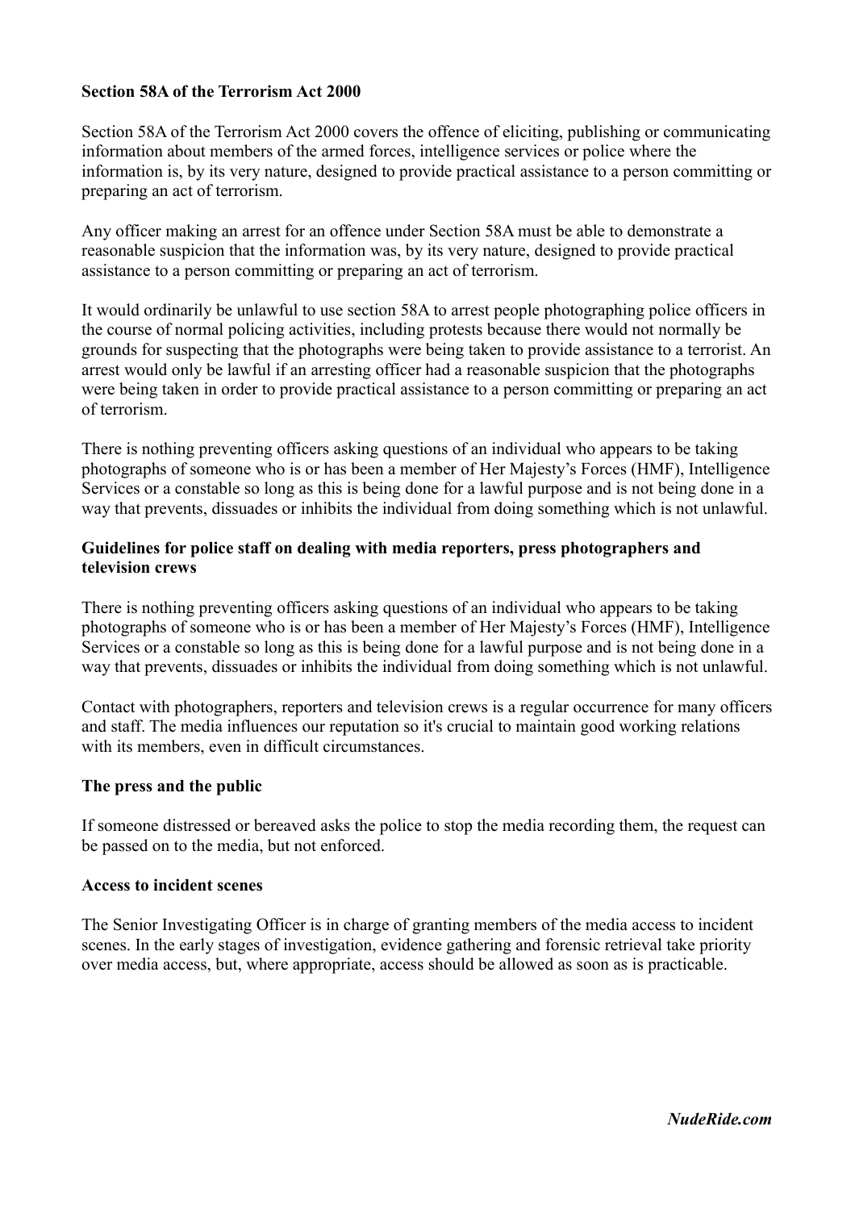**Section 58A of the Terrorism Act 2000**

Section 58A of the Terrorism Act 2000 covers the offence of eliciting, publishing or communicating information about members of the armed forces, intelligence services or police where the information is, by its very nature, designed to provide practical assistance to a person committing or preparing an act of terrorism.

Any officer making an arrest for an offence under Section 58A must be able to demonstrate a reasonable suspicion that the information was, by its very nature, designed to provide practical assistance to a person committing or preparing an act of terrorism.

It would ordinarily be unlawful to use section 58A to arrest people photographing police officers in the course of normal policing activities, including protests because there would not normally be grounds for suspecting that the photographs were being taken to provide assistance to a terrorist. An arrest would only be lawful if an arresting officer had a reasonable suspicion that the photographs were being taken in order to provide practical assistance to a person committing or preparing an act of terrorism.

There is nothing preventing officers asking questions of an individual who appears to be taking photographs of someone who is or has been a member of Her Majesty's Forces (HMF), Intelligence Services or a constable so long as this is being done for a lawful purpose and is not being done in a way that prevents, dissuades or inhibits the individual from doing something which is not unlawful.

**Guidelines for police staff on dealing with media reporters, press photographers and television crews**

There is nothing preventing officers asking questions of an individual who appears to be taking photographs of someone who is or has been a member of Her Majesty's Forces (HMF), Intelligence Services or a constable so long as this is being done for a lawful purpose and is not being done in a way that prevents, dissuades or inhibits the individual from doing something which is not unlawful.

Contact with photographers, reporters and television crews is a regular occurrence for many officers and staff. The media influences our reputation so it's crucial to maintain good working relations with its members, even in difficult circumstances.

**The press and the public**

If someone distressed or bereaved asks the police to stop the media recording them, the request can be passed on to the media, but not enforced.

**Access to incident scenes**

The Senior Investigating Officer is in charge of granting members of the media access to incident scenes. In the early stages of investigation, evidence gathering and forensic retrieval take priority over media access, but, where appropriate, access should be allowed as soon as is practicable.